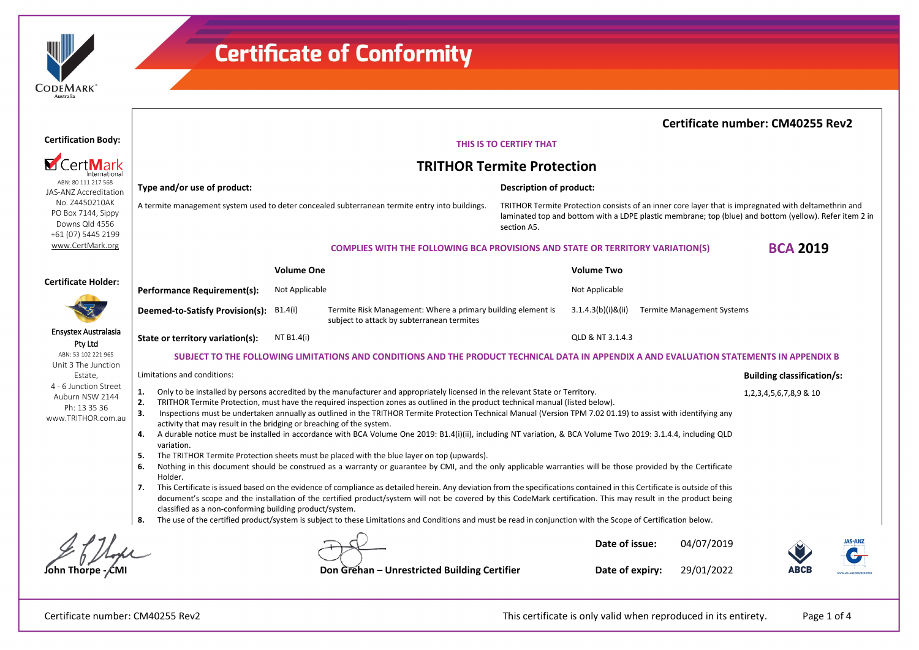# Certificate of Conformity

**Certificate number: CM40255 Rev2**

**Certification Body:**

CertMark International
ABN: 80 111 217 568
JAS-ANZ Accreditation No. Z4450210AK
PO Box 7144, Sippy Downs Qld 4556
+61 (07) 5445 2199
www.CertMark.org

**Certificate Holder:**

Ensystex Australasia Pty Ltd
ABN: 53 102 221 965
Unit 3 The Junction Estate,
4 - 6 Junction Street
Auburn NSW 2144
Ph: 13 35 36
www.TRITHOR.com.au

THIS IS TO CERTIFY THAT

## TRITHOR Termite Protection

**Type and/or use of product:**

A termite management system used to deter concealed subterranean termite entry into buildings.

**Description of product:**

TRITHOR Termite Protection consists of an inner core layer that is impregnated with deltamethrin and laminated top and bottom with a LDPE plastic membrane; top (blue) and bottom (yellow). Refer item 2 in section A5.

**COMPLIES WITH THE FOLLOWING BCA PROVISIONS AND STATE OR TERRITORY VARIATION(S)** — **BCA 2019**

| | Volume One | | Volume Two | |
|---|---|---|---|---|
| **Performance Requirement(s):** | Not Applicable | | Not Applicable | |
| **Deemed-to-Satisfy Provision(s):** | B1.4(i) | Termite Risk Management: Where a primary building element is subject to attack by subterranean termites | 3.1.4.3(b)(i)&(ii) | Termite Management Systems |
| **State or territory variation(s):** | NT B1.4(i) | | QLD & NT 3.1.4.3 | |

**SUBJECT TO THE FOLLOWING LIMITATIONS AND CONDITIONS AND THE PRODUCT TECHNICAL DATA IN APPENDIX A AND EVALUATION STATEMENTS IN APPENDIX B**

Limitations and conditions:

1. Only to be installed by persons accredited by the manufacturer and appropriately licensed in the relevant State or Territory.
2. TRITHOR Termite Protection, must have the required inspection zones as outlined in the product technical manual (listed below).
3. Inspections must be undertaken annually as outlined in the TRITHOR Termite Protection Technical Manual (Version TPM 7.02 01.19) to assist with identifying any activity that may result in the bridging or breaching of the system.
4. A durable notice must be installed in accordance with BCA Volume One 2019: B1.4(i)(ii), including NT variation, & BCA Volume Two 2019: 3.1.4.4, including QLD variation.
5. The TRITHOR Termite Protection sheets must be placed with the blue layer on top (upwards).
6. Nothing in this document should be construed as a warranty or guarantee by CMI, and the only applicable warranties will be those provided by the Certificate Holder.
7. This Certificate is issued based on the evidence of compliance as detailed herein. Any deviation from the specifications contained in this Certificate is outside of this document's scope and the installation of the certified product/system will not be covered by this CodeMark certification. This may result in the product being classified as a non-conforming building product/system.
8. The use of the certified product/system is subject to these Limitations and Conditions and must be read in conjunction with the Scope of Certification below.

**Building classification/s:**

1,2,3,4,5,6,7,8,9 & 10

John Thorpe - CMI

Don Grehan – Unrestricted Building Certifier

**Date of issue:** 04/07/2019

**Date of expiry:** 29/01/2022

This certificate is only valid when reproduced in its entirety.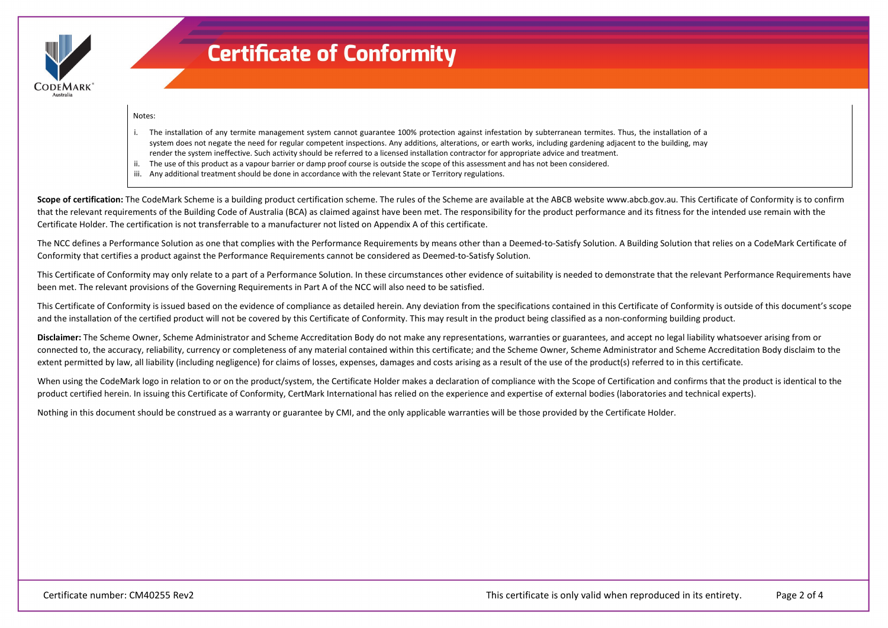# Certificate of Conformity

Notes:

1. The installation of any termite management system cannot guarantee 100% protection against infestation by subterranean termites. Thus, the installation of a system does not negate the need for regular competent inspections. Any additions, alterations, or earth works, including gardening adjacent to the building, may render the system ineffective. Such activity should be referred to a licensed installation contractor for appropriate advice and treatment.
2. The use of this product as a vapour barrier or damp proof course is outside the scope of this assessment and has not been considered.
3. Any additional treatment should be done in accordance with the relevant State or Territory regulations.

**Scope of certification:** The CodeMark Scheme is a building product certification scheme. The rules of the Scheme are available at the ABCB website www.abcb.gov.au. This Certificate of Conformity is to confirm that the relevant requirements of the Building Code of Australia (BCA) as claimed against have been met. The responsibility for the product performance and its fitness for the intended use remain with the Certificate Holder. The certification is not transferrable to a manufacturer not listed on Appendix A of this certificate.

The NCC defines a Performance Solution as one that complies with the Performance Requirements by means other than a Deemed-to-Satisfy Solution. A Building Solution that relies on a CodeMark Certificate of Conformity that certifies a product against the Performance Requirements cannot be considered as Deemed-to-Satisfy Solution.

This Certificate of Conformity may only relate to a part of a Performance Solution. In these circumstances other evidence of suitability is needed to demonstrate that the relevant Performance Requirements have been met. The relevant provisions of the Governing Requirements in Part A of the NCC will also need to be satisfied.

This Certificate of Conformity is issued based on the evidence of compliance as detailed herein. Any deviation from the specifications contained in this Certificate of Conformity is outside of this document's scope and the installation of the certified product will not be covered by this Certificate of Conformity. This may result in the product being classified as a non-conforming building product.

**Disclaimer:** The Scheme Owner, Scheme Administrator and Scheme Accreditation Body do not make any representations, warranties or guarantees, and accept no legal liability whatsoever arising from or connected to, the accuracy, reliability, currency or completeness of any material contained within this certificate; and the Scheme Owner, Scheme Administrator and Scheme Accreditation Body disclaim to the extent permitted by law, all liability (including negligence) for claims of losses, expenses, damages and costs arising as a result of the use of the product(s) referred to in this certificate.

When using the CodeMark logo in relation to or on the product/system, the Certificate Holder makes a declaration of compliance with the Scope of Certification and confirms that the product is identical to the product certified herein. In issuing this Certificate of Conformity, CertMark International has relied on the experience and expertise of external bodies (laboratories and technical experts).

Nothing in this document should be construed as a warranty or guarantee by CMI, and the only applicable warranties will be those provided by the Certificate Holder.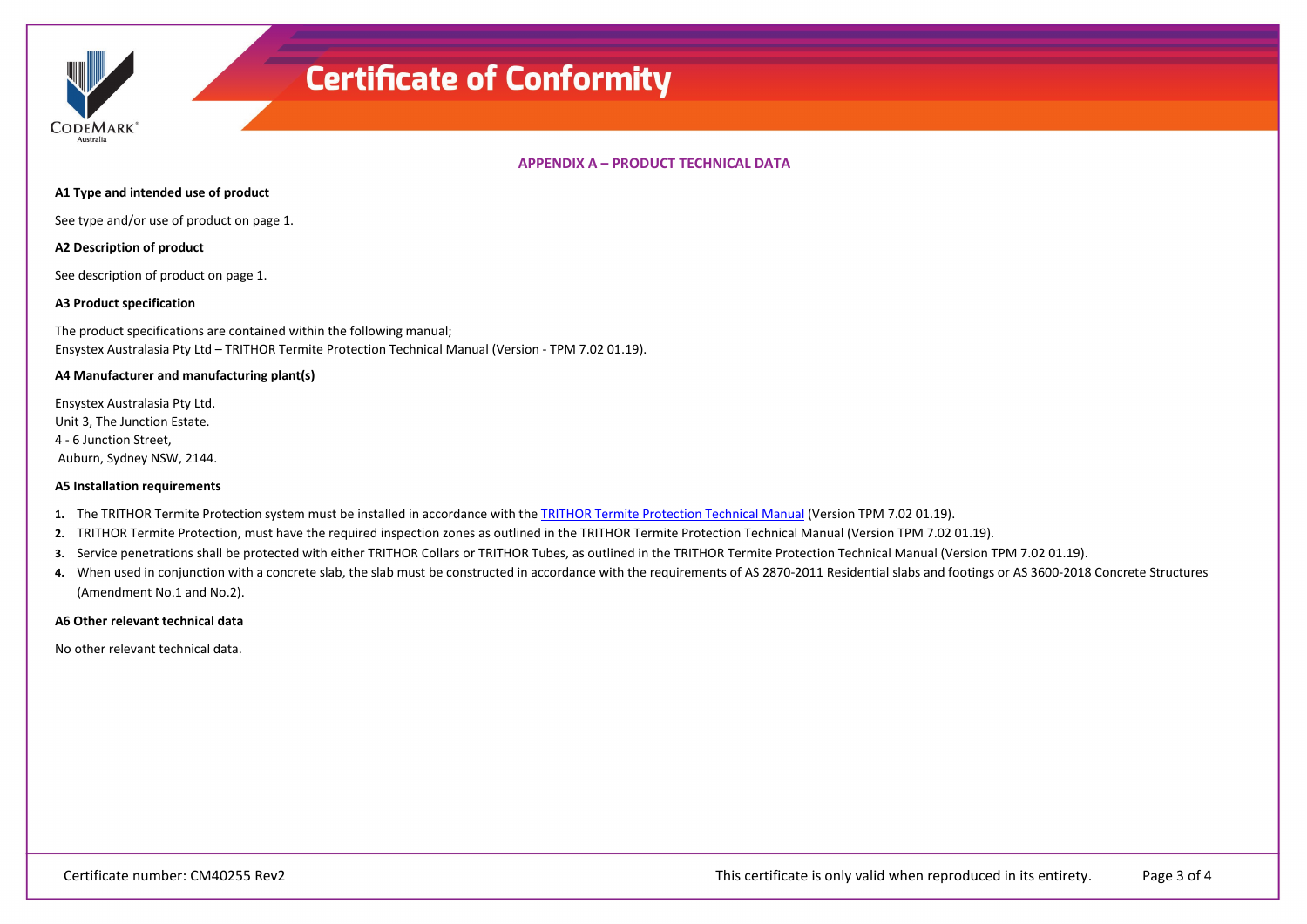## APPENDIX A – PRODUCT TECHNICAL DATA

### A1 Type and intended use of product

See type and/or use of product on page 1.

### A2 Description of product

See description of product on page 1.

### A3 Product specification

The product specifications are contained within the following manual;
Ensystex Australasia Pty Ltd – TRITHOR Termite Protection Technical Manual (Version - TPM 7.02 01.19).

### A4 Manufacturer and manufacturing plant(s)

Ensystex Australasia Pty Ltd.
Unit 3, The Junction Estate.
4 - 6 Junction Street,
Auburn, Sydney NSW, 2144.

### A5 Installation requirements

1. The TRITHOR Termite Protection system must be installed in accordance with the TRITHOR Termite Protection Technical Manual (Version TPM 7.02 01.19).
2. TRITHOR Termite Protection, must have the required inspection zones as outlined in the TRITHOR Termite Protection Technical Manual (Version TPM 7.02 01.19).
3. Service penetrations shall be protected with either TRITHOR Collars or TRITHOR Tubes, as outlined in the TRITHOR Termite Protection Technical Manual (Version TPM 7.02 01.19).
4. When used in conjunction with a concrete slab, the slab must be constructed in accordance with the requirements of AS 2870-2011 Residential slabs and footings or AS 3600-2018 Concrete Structures (Amendment No.1 and No.2).

### A6 Other relevant technical data

No other relevant technical data.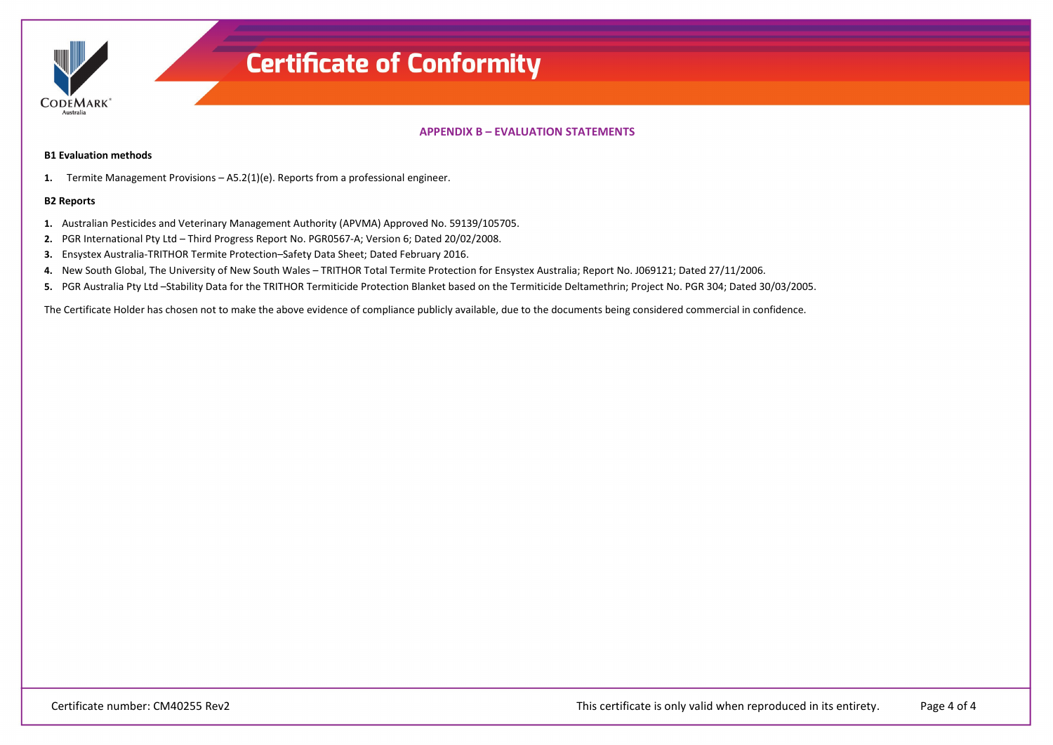## APPENDIX B – EVALUATION STATEMENTS

**B1 Evaluation methods**

1. Termite Management Provisions – A5.2(1)(e). Reports from a professional engineer.

**B2 Reports**

1. Australian Pesticides and Veterinary Management Authority (APVMA) Approved No. 59139/105705.
2. PGR International Pty Ltd – Third Progress Report No. PGR0567-A; Version 6; Dated 20/02/2008.
3. Ensystex Australia-TRITHOR Termite Protection–Safety Data Sheet; Dated February 2016.
4. New South Global, The University of New South Wales – TRITHOR Total Termite Protection for Ensystex Australia; Report No. J069121; Dated 27/11/2006.
5. PGR Australia Pty Ltd –Stability Data for the TRITHOR Termiticide Protection Blanket based on the Termiticide Deltamethrin; Project No. PGR 304; Dated 30/03/2005.

The Certificate Holder has chosen not to make the above evidence of compliance publicly available, due to the documents being considered commercial in confidence.